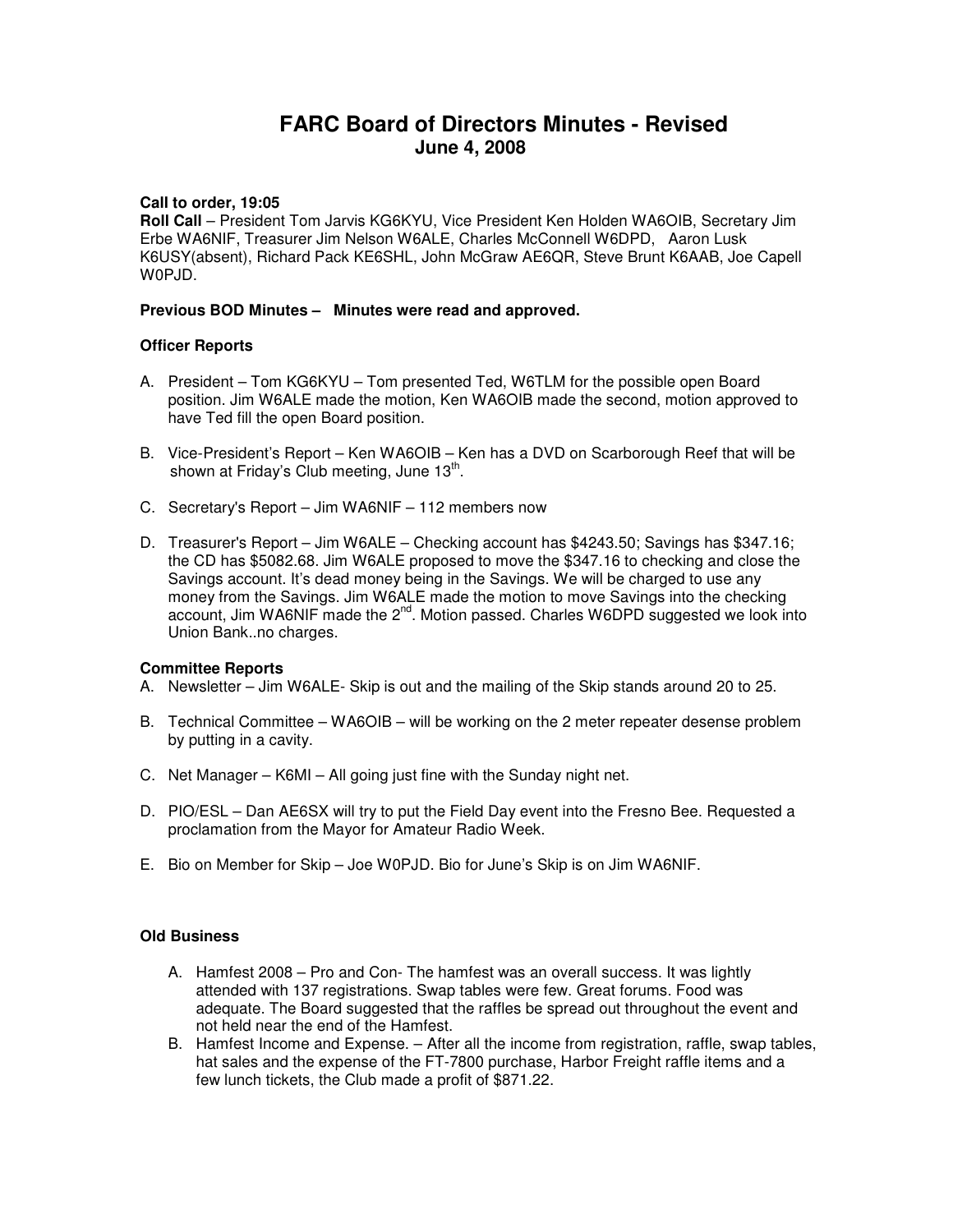# FARC Board of Directors Minutes - Revised

## June 4, 2008

**Call to order, 19:05**

**Roll Call** – President Tom Jarvis KG6KYU, Vice President Ken Holden WA6OIB, Secretary Jim Erbe WA6NIF, Treasurer Jim Nelson W6ALE, Charles McConnell W6DPD, Aaron Lusk K6USY(absent), Richard Pack KE6SHL, John McGraw AE6QR, Steve Brunt K6AAB, Joe Capell W0PJD.

**Previous BOD Minutes – Minutes were read and approved.**

**Officer Reports**

A. President – Tom KG6KYU – Tom presented Ted, W6TLM for the possible open Board position. Jim W6ALE made the motion, Ken WA6OIB made the second, motion approved to have Ted fill the open Board position.

B. Vice-President's Report – Ken WA6OIB – Ken has a DVD on Scarborough Reef that will be shown at Friday's Club meeting, June 13th.

C. Secretary's Report – Jim WA6NIF – 112 members now

D. Treasurer's Report – Jim W6ALE – Checking account has $4243.50; Savings has $347.16; the CD has $5082.68. Jim W6ALE proposed to move the $347.16 to checking and close the Savings account. It's dead money being in the Savings. We will be charged to use any money from the Savings. Jim W6ALE made the motion to move Savings into the checking account, Jim WA6NIF made the 2nd. Motion passed. Charles W6DPD suggested we look into Union Bank..no charges.

**Committee Reports**

A. Newsletter – Jim W6ALE- Skip is out and the mailing of the Skip stands around 20 to 25.

B. Technical Committee – WA6OIB – will be working on the 2 meter repeater desense problem by putting in a cavity.

C. Net Manager – K6MI – All going just fine with the Sunday night net.

D. PIO/ESL – Dan AE6SX will try to put the Field Day event into the Fresno Bee. Requested a proclamation from the Mayor for Amateur Radio Week.

E. Bio on Member for Skip – Joe W0PJD. Bio for June's Skip is on Jim WA6NIF.

**Old Business**

A. Hamfest 2008 – Pro and Con- The hamfest was an overall success. It was lightly attended with 137 registrations. Swap tables were few. Great forums. Food was adequate. The Board suggested that the raffles be spread out throughout the event and not held near the end of the Hamfest.

B. Hamfest Income and Expense. – After all the income from registration, raffle, swap tables, hat sales and the expense of the FT-7800 purchase, Harbor Freight raffle items and a few lunch tickets, the Club made a profit of $871.22.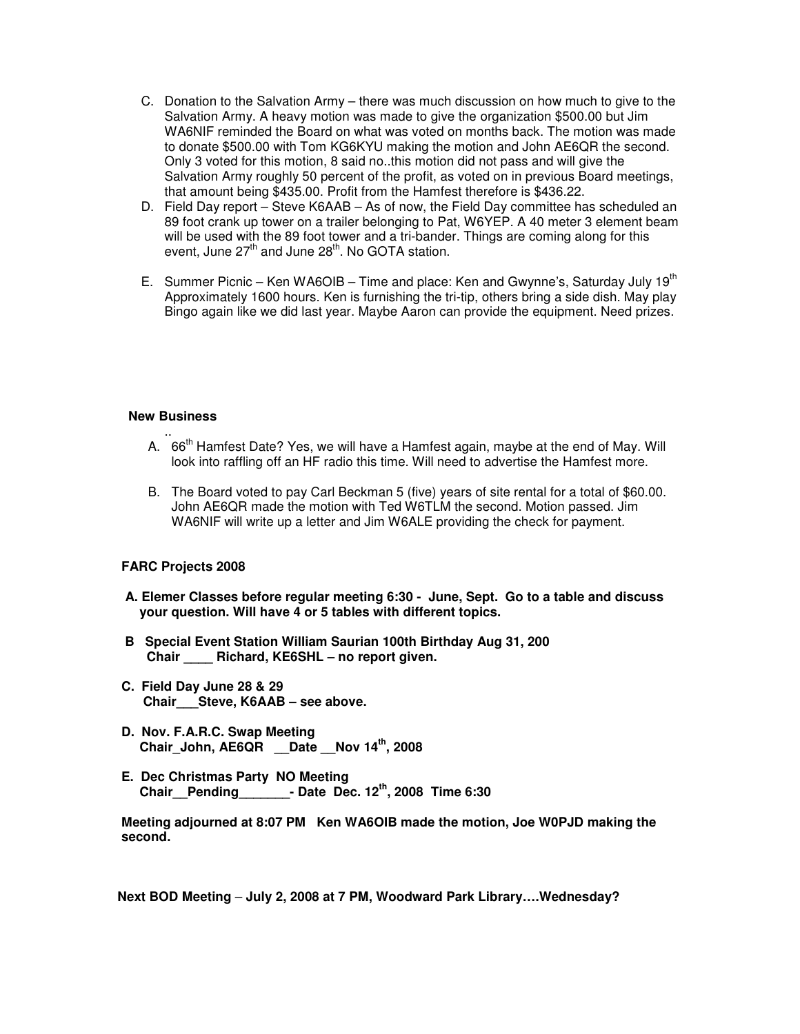C. Donation to the Salvation Army – there was much discussion on how much to give to the Salvation Army. A heavy motion was made to give the organization $500.00 but Jim WA6NIF reminded the Board on what was voted on months back. The motion was made to donate $500.00 with Tom KG6KYU making the motion and John AE6QR the second. Only 3 voted for this motion, 8 said no..this motion did not pass and will give the Salvation Army roughly 50 percent of the profit, as voted on in previous Board meetings, that amount being $435.00. Profit from the Hamfest therefore is $436.22.

D. Field Day report – Steve K6AAB – As of now, the Field Day committee has scheduled an 89 foot crank up tower on a trailer belonging to Pat, W6YEP. A 40 meter 3 element beam will be used with the 89 foot tower and a tri-bander. Things are coming along for this event, June 27th and June 28th. No GOTA station.

E. Summer Picnic – Ken WA6OIB – Time and place: Ken and Gwynne's, Saturday July 19th Approximately 1600 hours. Ken is furnishing the tri-tip, others bring a side dish. May play Bingo again like we did last year. Maybe Aaron can provide the equipment. Need prizes.

**New Business**

..

A. 66th Hamfest Date? Yes, we will have a Hamfest again, maybe at the end of May. Will look into raffling off an HF radio this time. Will need to advertise the Hamfest more.

B. The Board voted to pay Carl Beckman 5 (five) years of site rental for a total of $60.00. John AE6QR made the motion with Ted W6TLM the second. Motion passed. Jim WA6NIF will write up a letter and Jim W6ALE providing the check for payment.

**FARC Projects 2008**

**A. Elemer Classes before regular meeting 6:30 - June, Sept. Go to a table and discuss your question. Will have 4 or 5 tables with different topics.**

**B Special Event Station William Saurian 100th Birthday Aug 31, 200**
**Chair ____ Richard, KE6SHL – no report given.**

**C. Field Day June 28 & 29**
**Chair___Steve, K6AAB – see above.**

**D. Nov. F.A.R.C. Swap Meeting**
**Chair_John, AE6QR __Date __Nov 14th, 2008**

**E. Dec Christmas Party NO Meeting**
**Chair__Pending_______- Date Dec. 12th, 2008 Time 6:30**

**Meeting adjourned at 8:07 PM Ken WA6OIB made the motion, Joe W0PJD making the second.**

**Next BOD Meeting – July 2, 2008 at 7 PM, Woodward Park Library….Wednesday?**